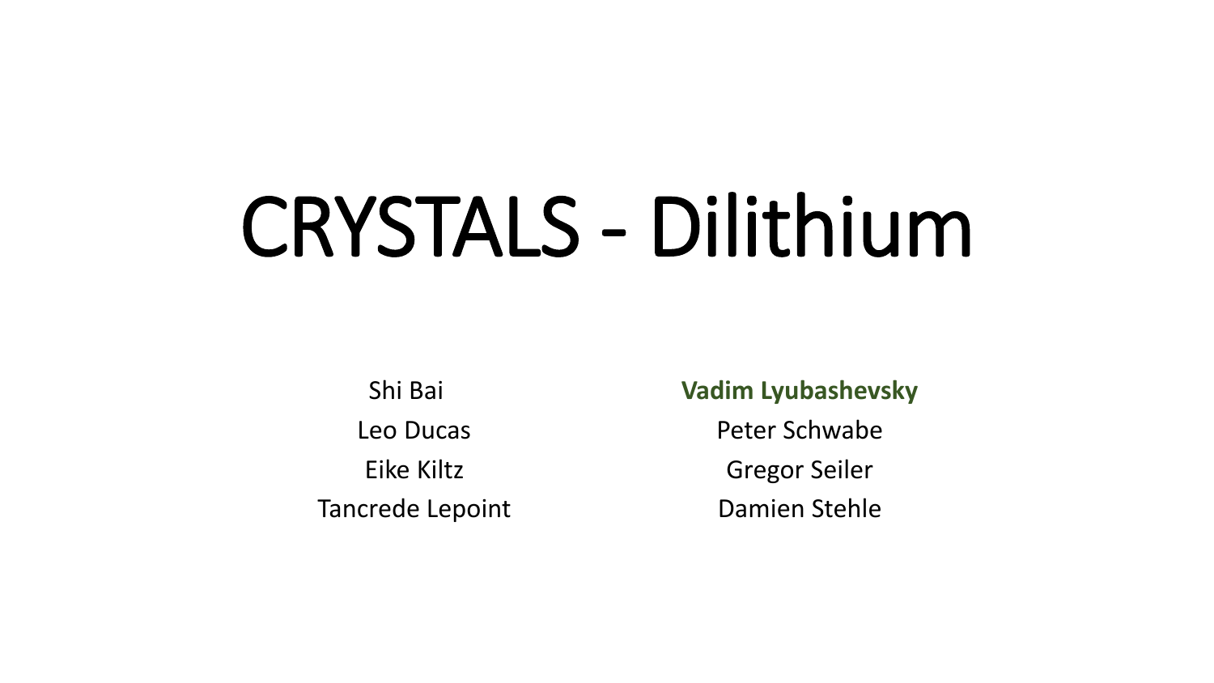# CRYSTALS - Dilithium

Shi Bai

Leo Ducas

Eike Kiltz

Tancrede Lepoint

**Vadim Lyubashevsky**

Peter Schwabe

Gregor Seiler

Damien Stehle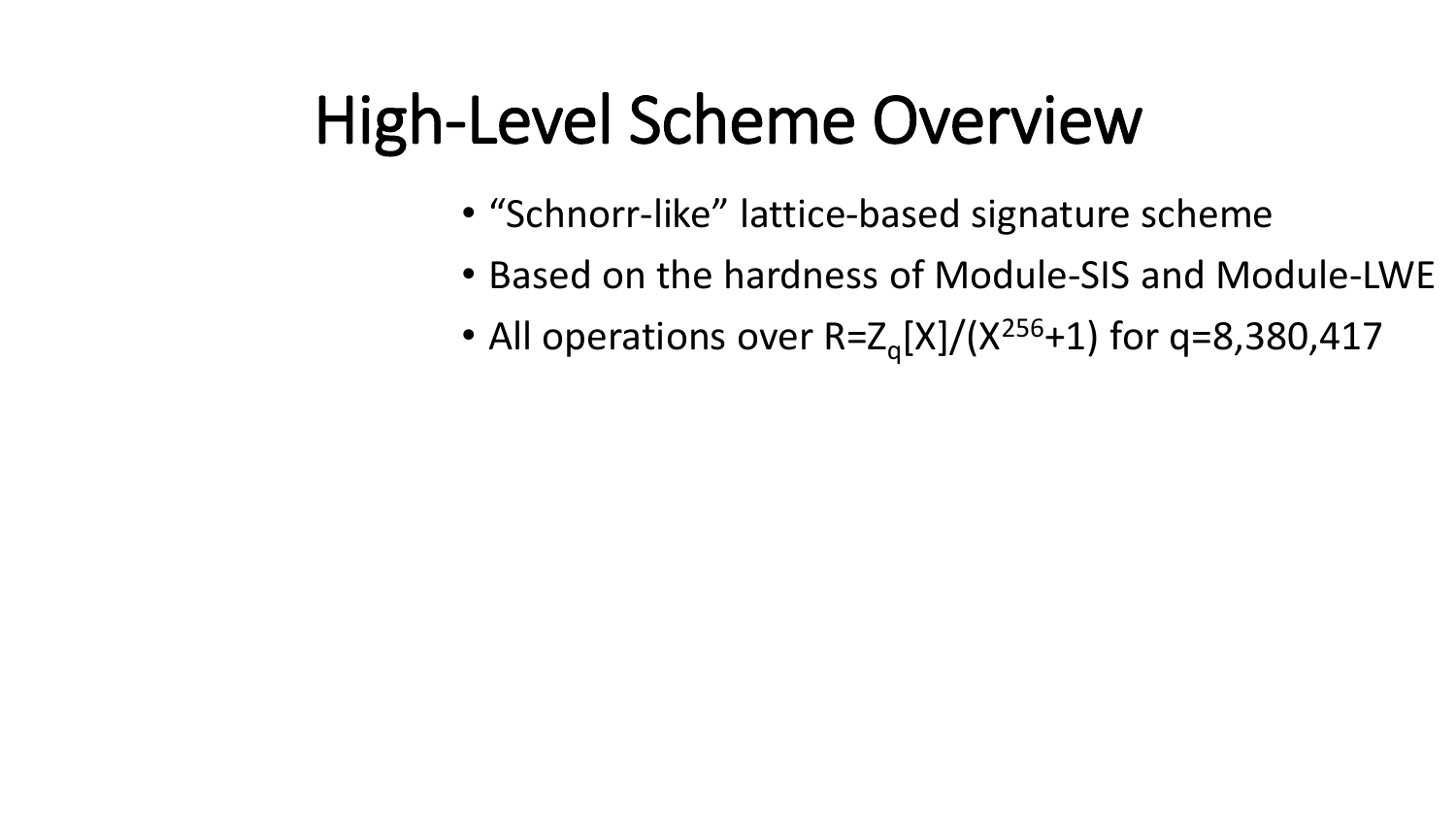# High-Level Scheme Overview

- "Schnorr-like" lattice-based signature scheme
- Based on the hardness of Module-SIS and Module-LWE
- All operations over $R=Z_q[X]/(X^{256}+1)$ for q=8,380,417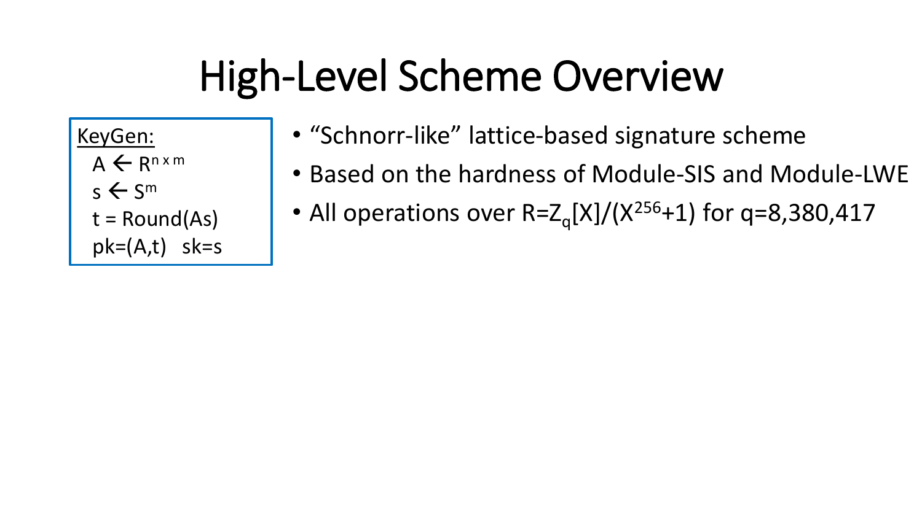# High-Level Scheme Overview

**KeyGen:**

$A \leftarrow R^{n \times m}$

$s \leftarrow S^m$

$t = \text{Round}(As)$

$pk=(A,t)$   $sk=s$

- "Schnorr-like" lattice-based signature scheme
- Based on the hardness of Module-SIS and Module-LWE
- All operations over $R=Z_q[X]/(X^{256}+1)$ for $q=8{,}380{,}417$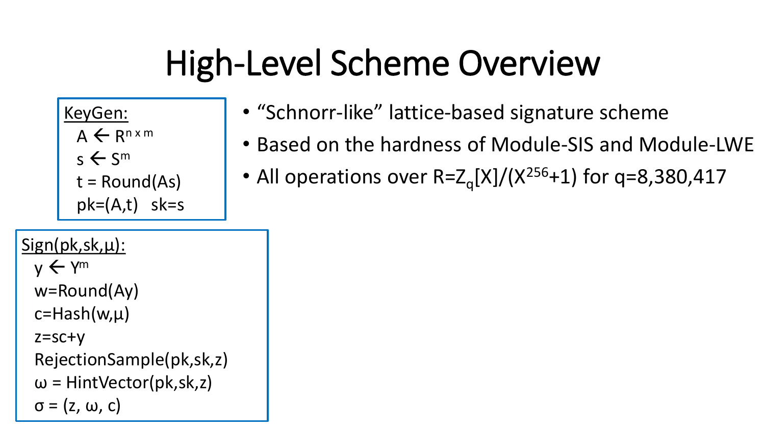# High-Level Scheme Overview

**KeyGen:**

$A \leftarrow R^{n \times m}$

$s \leftarrow S^m$

$t = \text{Round}(As)$

$pk=(A,t) \quad sk=s$

**Sign(pk,sk,μ):**

$y \leftarrow Y^m$

$w=\text{Round}(Ay)$

$c=\text{Hash}(w,\mu)$

$z=sc+y$

RejectionSample(pk,sk,z)

$\omega$ = HintVector(pk,sk,z)

$\sigma = (z, \omega, c)$

- "Schnorr-like" lattice-based signature scheme
- Based on the hardness of Module-SIS and Module-LWE
- All operations over $R=Z_q[X]/(X^{256}+1)$ for q=8,380,417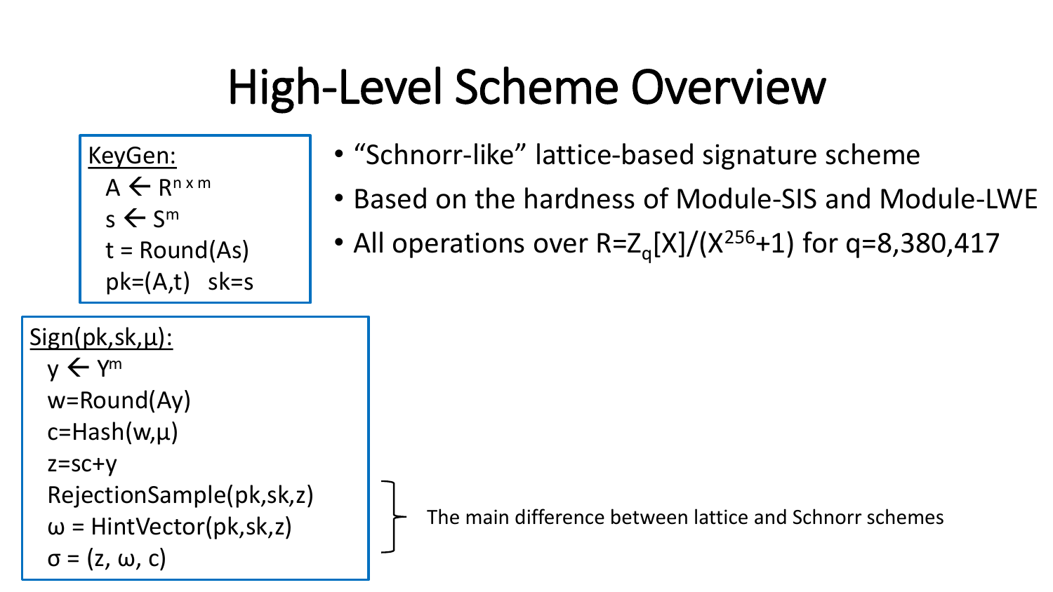# High-Level Scheme Overview

**KeyGen:**

$A \leftarrow R^{n \times m}$
$s \leftarrow S^m$
$t = \text{Round}(As)$
$pk=(A,t) \quad sk=s$

**Sign(pk,sk,μ):**

$y \leftarrow Y^m$
$w=\text{Round}(Ay)$
$c=\text{Hash}(w,\mu)$
$z=sc+y$
RejectionSample(pk,sk,z)
$\omega$ = HintVector(pk,sk,z)
$\sigma = (z, \omega, c)$

The main difference between lattice and Schnorr schemes (RejectionSample and HintVector)

- "Schnorr-like" lattice-based signature scheme
- Based on the hardness of Module-SIS and Module-LWE
- All operations over $R=Z_q[X]/(X^{256}+1)$ for $q=8,380,417$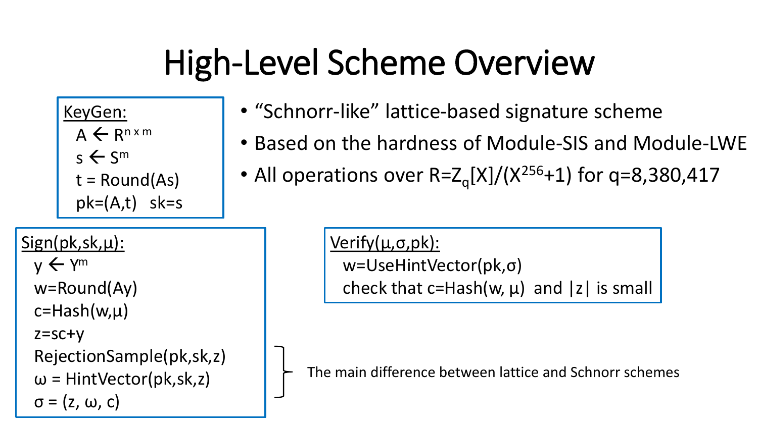# High-Level Scheme Overview

**KeyGen:**

- $A \leftarrow R^{n \times m}$
- $s \leftarrow S^m$
- $t = \text{Round}(As)$
- $pk=(A,t)$ $sk=s$

- "Schnorr-like" lattice-based signature scheme
- Based on the hardness of Module-SIS and Module-LWE
- All operations over $R=Z_q[X]/(X^{256}+1)$ for $q=8{,}380{,}417$

**Sign(pk,sk,μ):**

- $y \leftarrow Y^m$
- $w=\text{Round}(Ay)$
- $c=\text{Hash}(w,\mu)$
- $z=sc+y$
- RejectionSample(pk,sk,z)
- $\omega$ = HintVector(pk,sk,z)
- $\sigma = (z, \omega, c)$

The main difference between lattice and Schnorr schemes (refers to RejectionSample and HintVector)

**Verify(μ,σ,pk):**

- $w$=UseHintVector(pk,σ)
- check that $c=\text{Hash}(w, \mu)$ and $|z|$ is small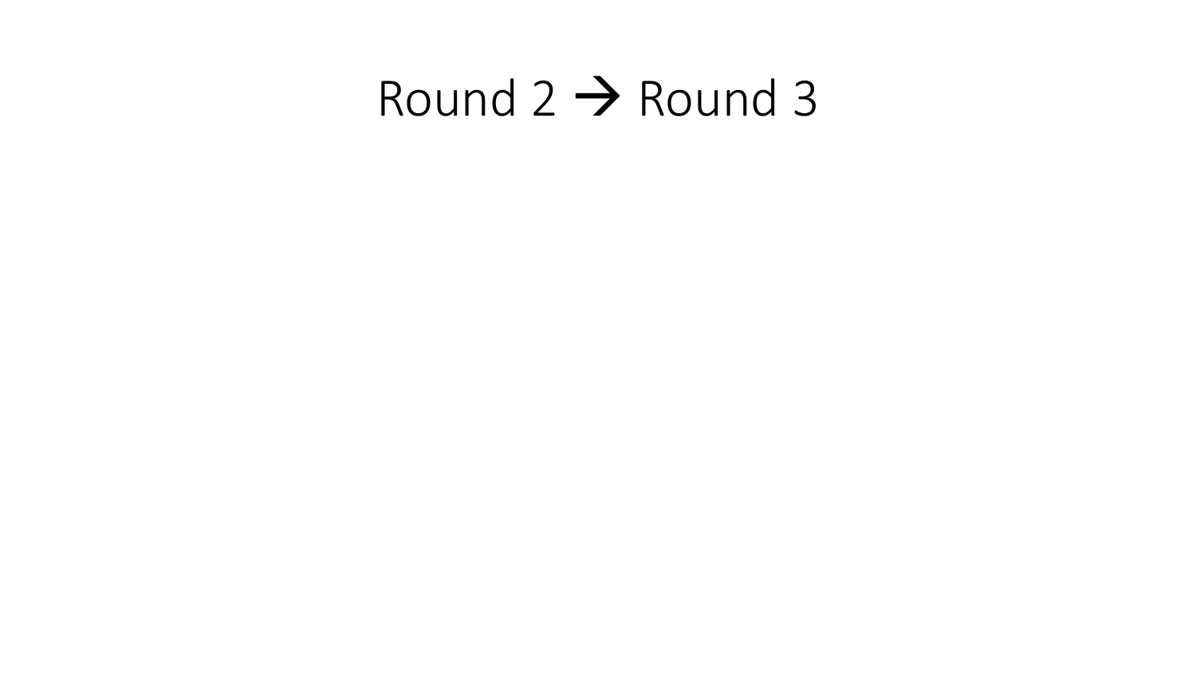# Round 2 → Round 3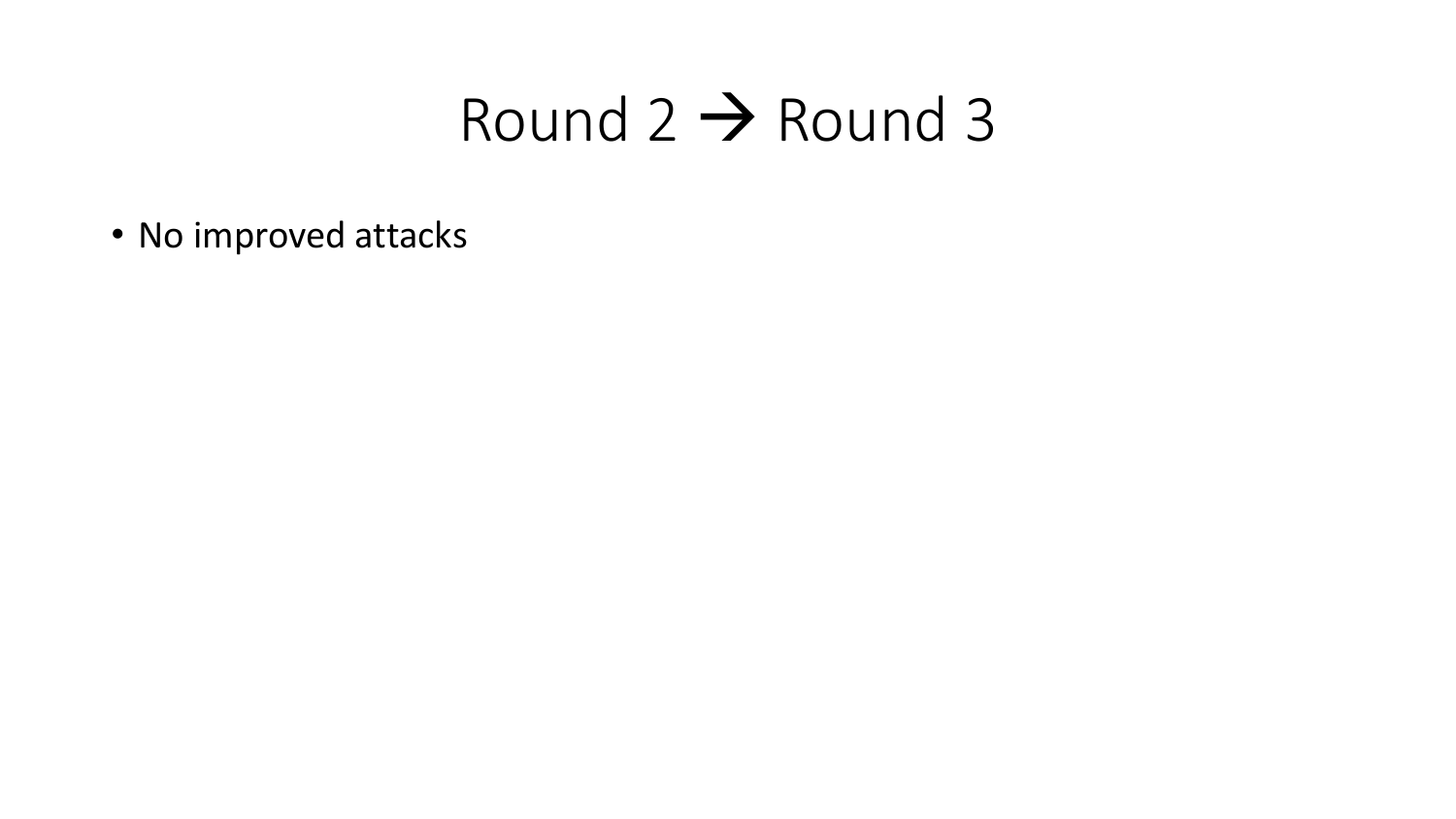# Round 2 → Round 3

- No improved attacks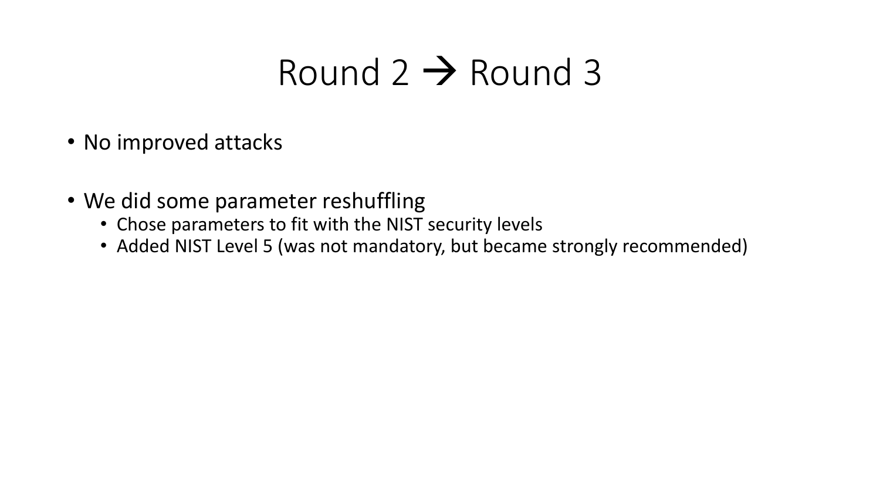# Round 2 → Round 3

- No improved attacks

- We did some parameter reshuffling
  - Chose parameters to fit with the NIST security levels
  - Added NIST Level 5 (was not mandatory, but became strongly recommended)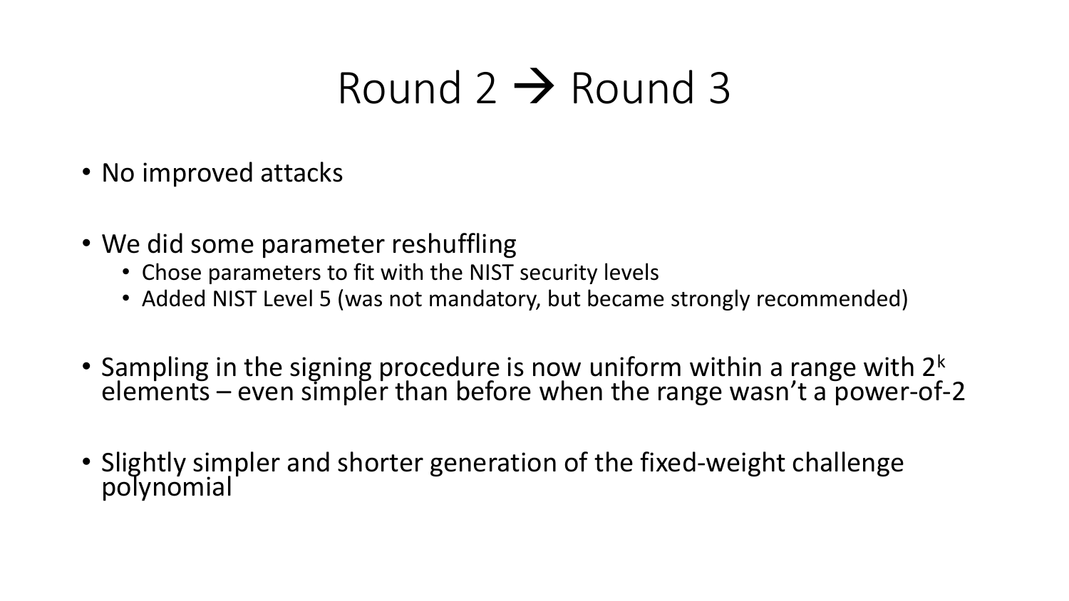# Round 2 → Round 3

- No improved attacks
- We did some parameter reshuffling
  - Chose parameters to fit with the NIST security levels
  - Added NIST Level 5 (was not mandatory, but became strongly recommended)
- Sampling in the signing procedure is now uniform within a range with $2^k$ elements – even simpler than before when the range wasn't a power-of-2
- Slightly simpler and shorter generation of the fixed-weight challenge polynomial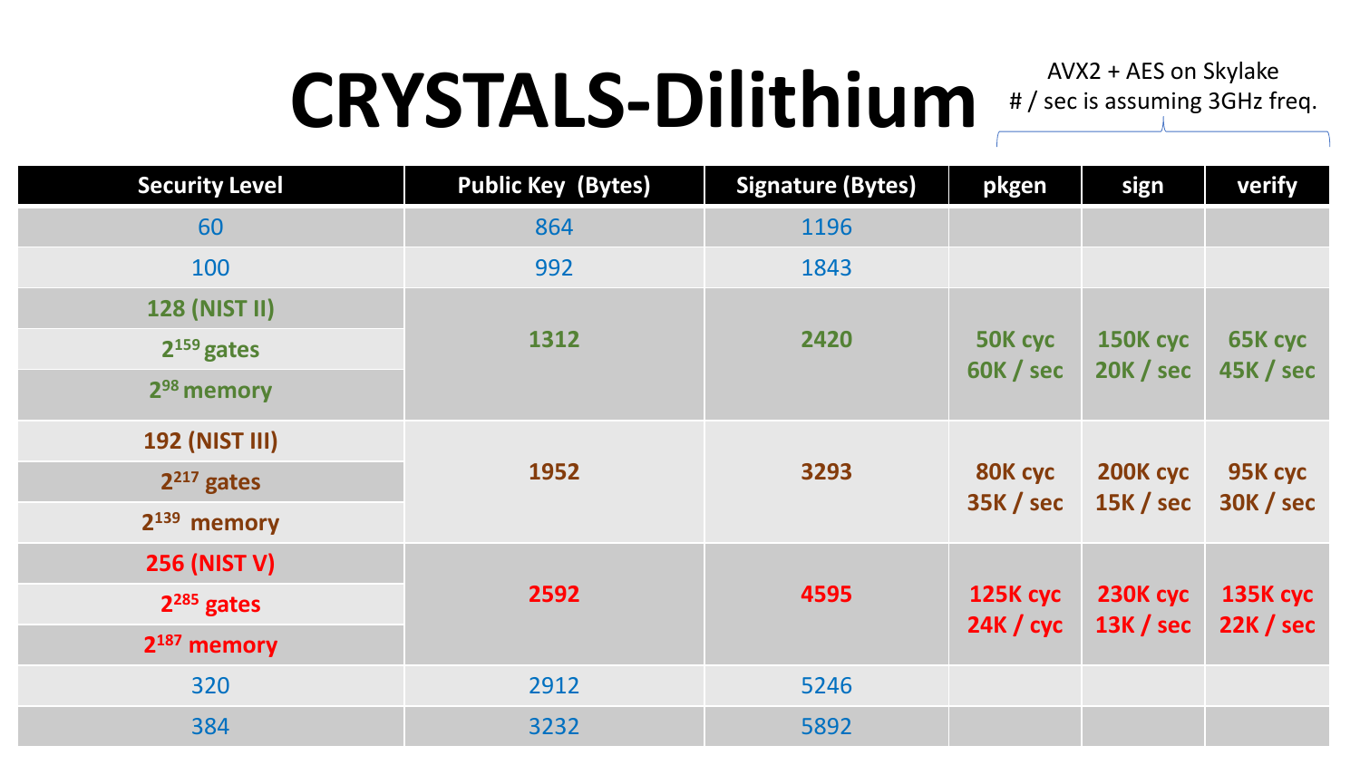# CRYSTALS-Dilithium

AVX2 + AES on Skylake
# / sec is assuming 3GHz freq.

| Security Level | Public Key (Bytes) | Signature (Bytes) | pkgen | sign | verify |
|---|---|---|---|---|---|
| 60 | 864 | 1196 | | | |
| 100 | 992 | 1843 | | | |
| **128 (NIST II)** <br> **$2^{159}$ gates** <br> **$2^{98}$ memory** | **1312** | **2420** | **50K cyc** <br> **60K / sec** | **150K cyc** <br> **20K / sec** | **65K cyc** <br> **45K / sec** |
| **192 (NIST III)** <br> **$2^{217}$ gates** <br> **$2^{139}$ memory** | **1952** | **3293** | **80K cyc** <br> **35K / sec** | **200K cyc** <br> **15K / sec** | **95K cyc** <br> **30K / sec** |
| **256 (NIST V)** <br> **$2^{285}$ gates** <br> **$2^{187}$ memory** | **2592** | **4595** | **125K cyc** <br> **24K / cyc** | **230K cyc** <br> **13K / sec** | **135K cyc** <br> **22K / sec** |
| 320 | 2912 | 5246 | | | |
| 384 | 3232 | 5892 | | | |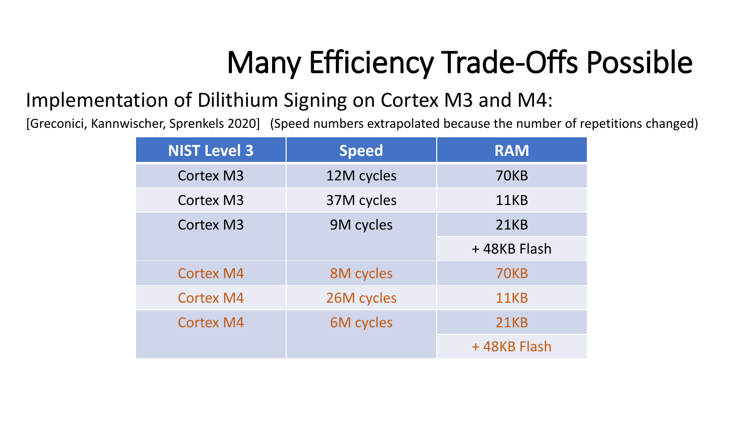# Many Efficiency Trade-Offs Possible

Implementation of Dilithium Signing on Cortex M3 and M4:

[Greconici, Kannwischer, Sprenkels 2020] (Speed numbers extrapolated because the number of repetitions changed)

| NIST Level 3 | Speed | RAM |
|---|---|---|
| Cortex M3 | 12M cycles | 70KB |
| Cortex M3 | 37M cycles | 11KB |
| Cortex M3 | 9M cycles | 21KB + 48KB Flash |
| Cortex M4 | 8M cycles | 70KB |
| Cortex M4 | 26M cycles | 11KB |
| Cortex M4 | 6M cycles | 21KB + 48KB Flash |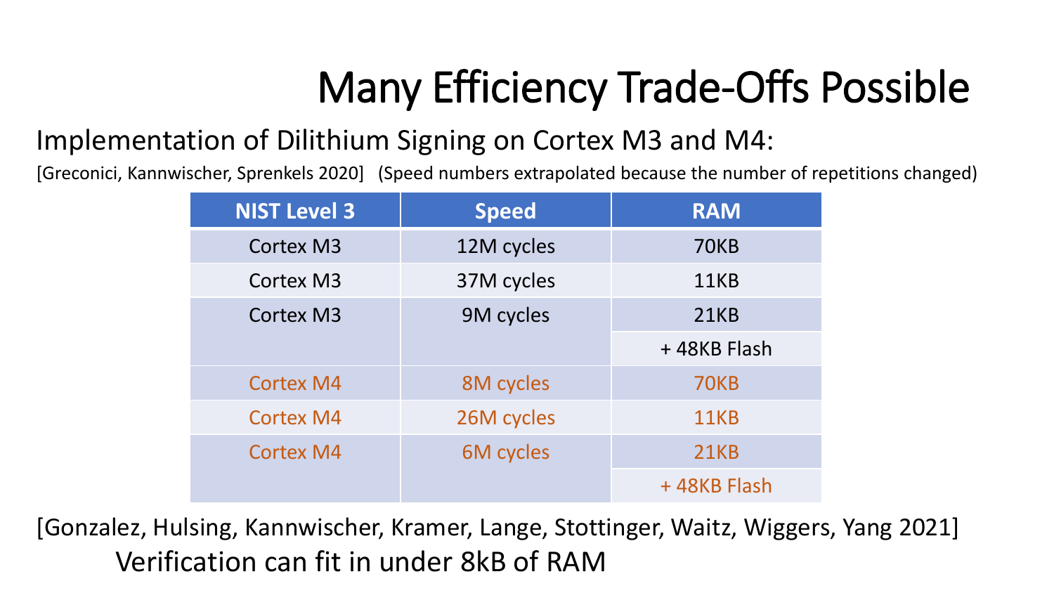# Many Efficiency Trade-Offs Possible

Implementation of Dilithium Signing on Cortex M3 and M4:

[Greconici, Kannwischer, Sprenkels 2020] (Speed numbers extrapolated because the number of repetitions changed)

| NIST Level 3 | Speed | RAM |
|---|---|---|
| Cortex M3 | 12M cycles | 70KB |
| Cortex M3 | 37M cycles | 11KB |
| Cortex M3 | 9M cycles | 21KB |
| | | + 48KB Flash |
| Cortex M4 | 8M cycles | 70KB |
| Cortex M4 | 26M cycles | 11KB |
| Cortex M4 | 6M cycles | 21KB |
| | | + 48KB Flash |

[Gonzalez, Hulsing, Kannwischer, Kramer, Lange, Stottinger, Waitz, Wiggers, Yang 2021]

Verification can fit in under 8kB of RAM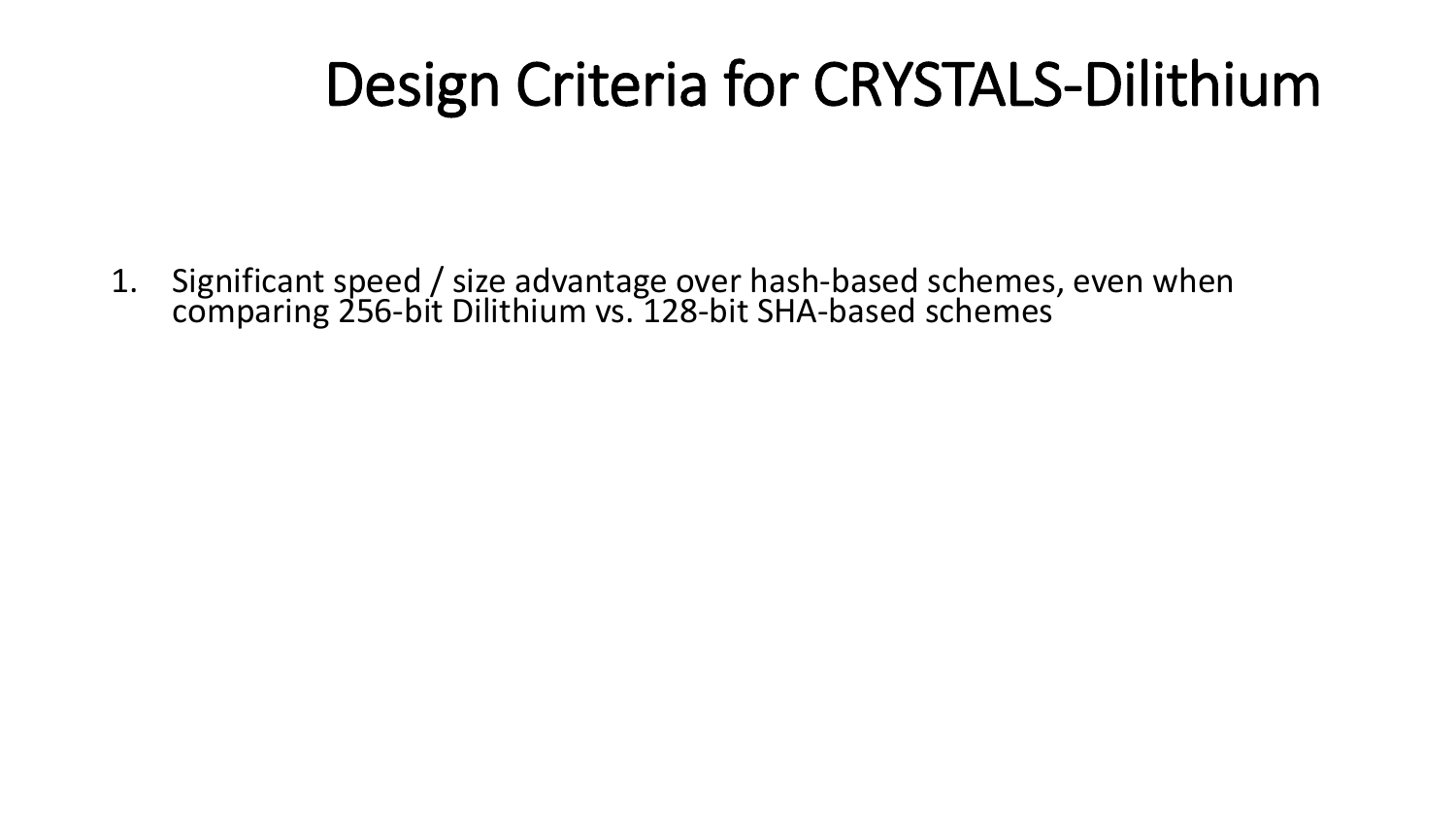# Design Criteria for CRYSTALS-Dilithium

1. Significant speed / size advantage over hash-based schemes, even when comparing 256-bit Dilithium vs. 128-bit SHA-based schemes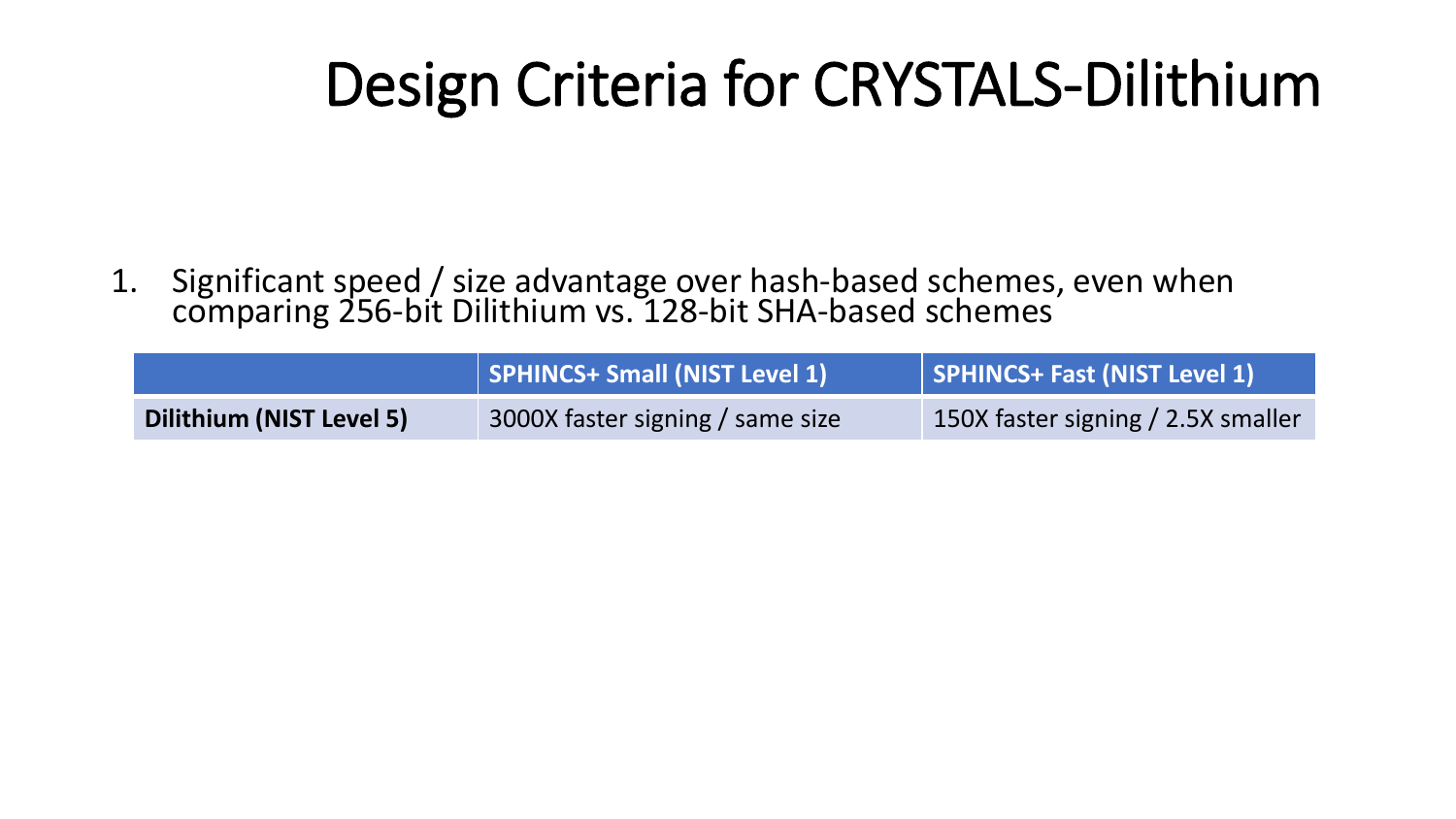# Design Criteria for CRYSTALS-Dilithium

1. Significant speed / size advantage over hash-based schemes, even when comparing 256-bit Dilithium vs. 128-bit SHA-based schemes

| | SPHINCS+ Small (NIST Level 1) | SPHINCS+ Fast (NIST Level 1) |
|---|---|---|
| **Dilithium (NIST Level 5)** | 3000X faster signing / same size | 150X faster signing / 2.5X smaller |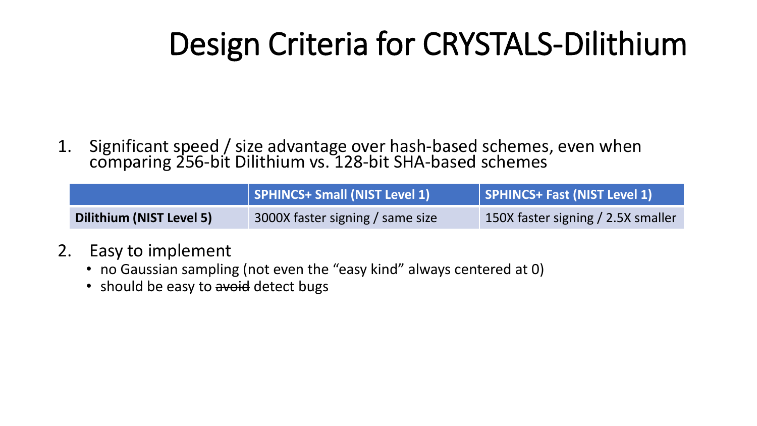# Design Criteria for CRYSTALS-Dilithium

1. Significant speed / size advantage over hash-based schemes, even when comparing 256-bit Dilithium vs. 128-bit SHA-based schemes

| | SPHINCS+ Small (NIST Level 1) | SPHINCS+ Fast (NIST Level 1) |
|---|---|---|
| **Dilithium (NIST Level 5)** | 3000X faster signing / same size | 150X faster signing / 2.5X smaller |

2. Easy to implement
   - no Gaussian sampling (not even the “easy kind” always centered at 0)
   - should be easy to ~~avoid~~ detect bugs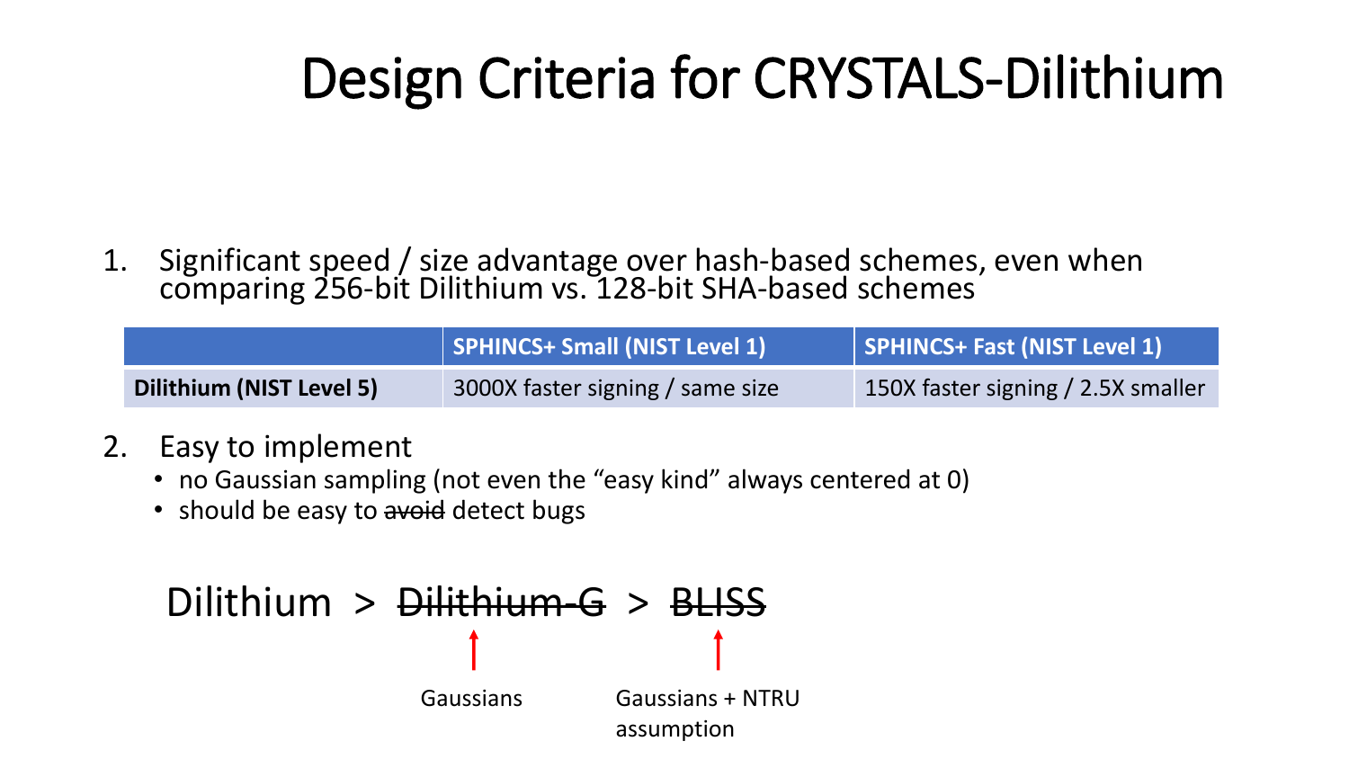# Design Criteria for CRYSTALS-Dilithium

1. Significant speed / size advantage over hash-based schemes, even when comparing 256-bit Dilithium vs. 128-bit SHA-based schemes

| | SPHINCS+ Small (NIST Level 1) | SPHINCS+ Fast (NIST Level 1) |
|---|---|---|
| **Dilithium (NIST Level 5)** | 3000X faster signing / same size | 150X faster signing / 2.5X smaller |

2. Easy to implement
   - no Gaussian sampling (not even the "easy kind" always centered at 0)
   - should be easy to ~~avoid~~ detect bugs

Dilithium > ~~Dilithium-G~~ > ~~BLISS~~

~~Dilithium-G~~: Gaussians

~~BLISS~~: Gaussians + NTRU assumption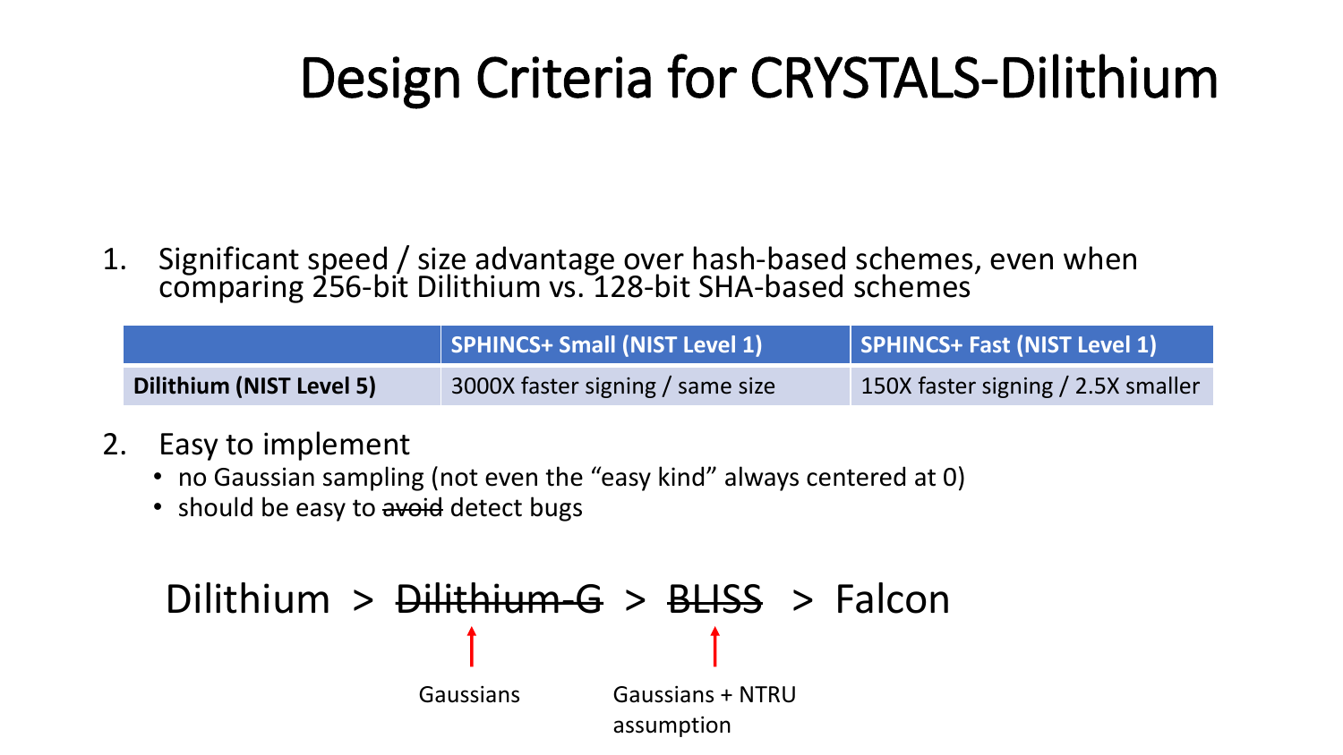# Design Criteria for CRYSTALS-Dilithium

1. Significant speed / size advantage over hash-based schemes, even when comparing 256-bit Dilithium vs. 128-bit SHA-based schemes

| | SPHINCS+ Small (NIST Level 1) | SPHINCS+ Fast (NIST Level 1) |
| --- | --- | --- |
| **Dilithium (NIST Level 5)** | 3000X faster signing / same size | 150X faster signing / 2.5X smaller |

2. Easy to implement
   - no Gaussian sampling (not even the "easy kind" always centered at 0)
   - should be easy to ~~avoid~~ detect bugs

Dilithium > ~~Dilithium-G~~ > ~~BLISS~~ > Falcon

Gaussians

Gaussians + NTRU assumption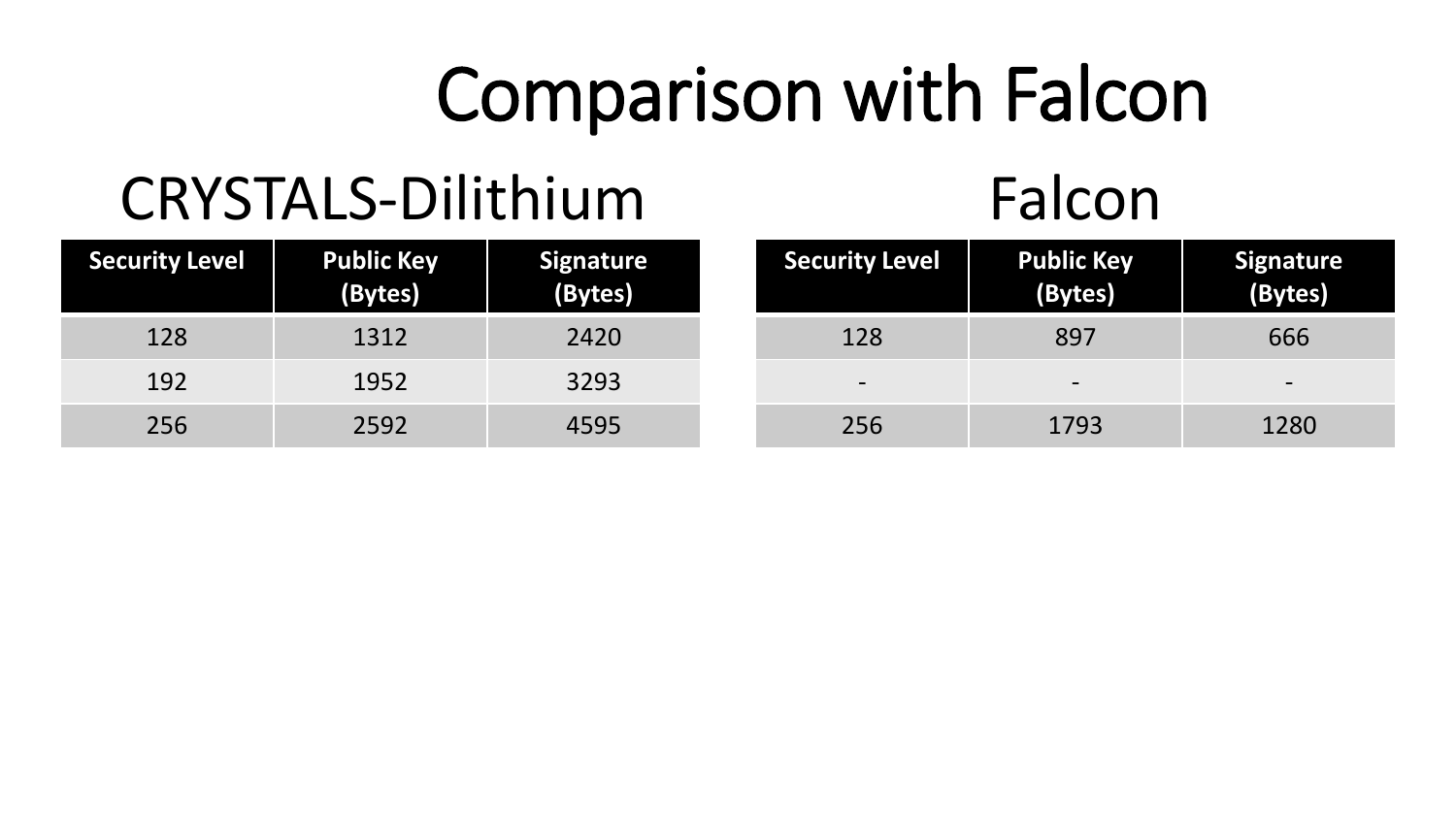# Comparison with Falcon

## CRYSTALS-Dilithium

| Security Level | Public Key (Bytes) | Signature (Bytes) |
|---|---|---|
| 128 | 1312 | 2420 |
| 192 | 1952 | 3293 |
| 256 | 2592 | 4595 |

## Falcon

| Security Level | Public Key (Bytes) | Signature (Bytes) |
|---|---|---|
| 128 | 897 | 666 |
| - | - | - |
| 256 | 1793 | 1280 |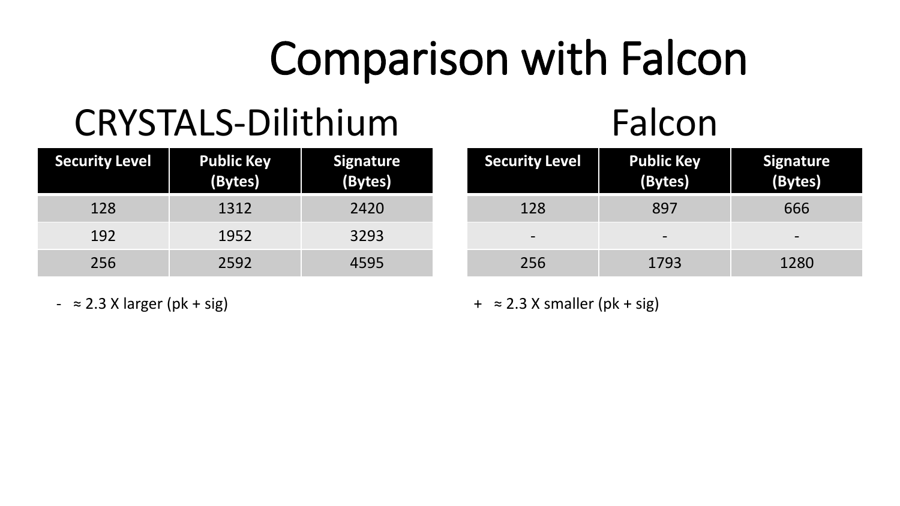# Comparison with Falcon

## CRYSTALS-Dilithium

| Security Level | Public Key (Bytes) | Signature (Bytes) |
|---|---|---|
| 128 | 1312 | 2420 |
| 192 | 1952 | 3293 |
| 256 | 2592 | 4595 |

- ≈ 2.3 X larger (pk + sig)

## Falcon

| Security Level | Public Key (Bytes) | Signature (Bytes) |
|---|---|---|
| 128 | 897 | 666 |
| - | - | - |
| 256 | 1793 | 1280 |

+ ≈ 2.3 X smaller (pk + sig)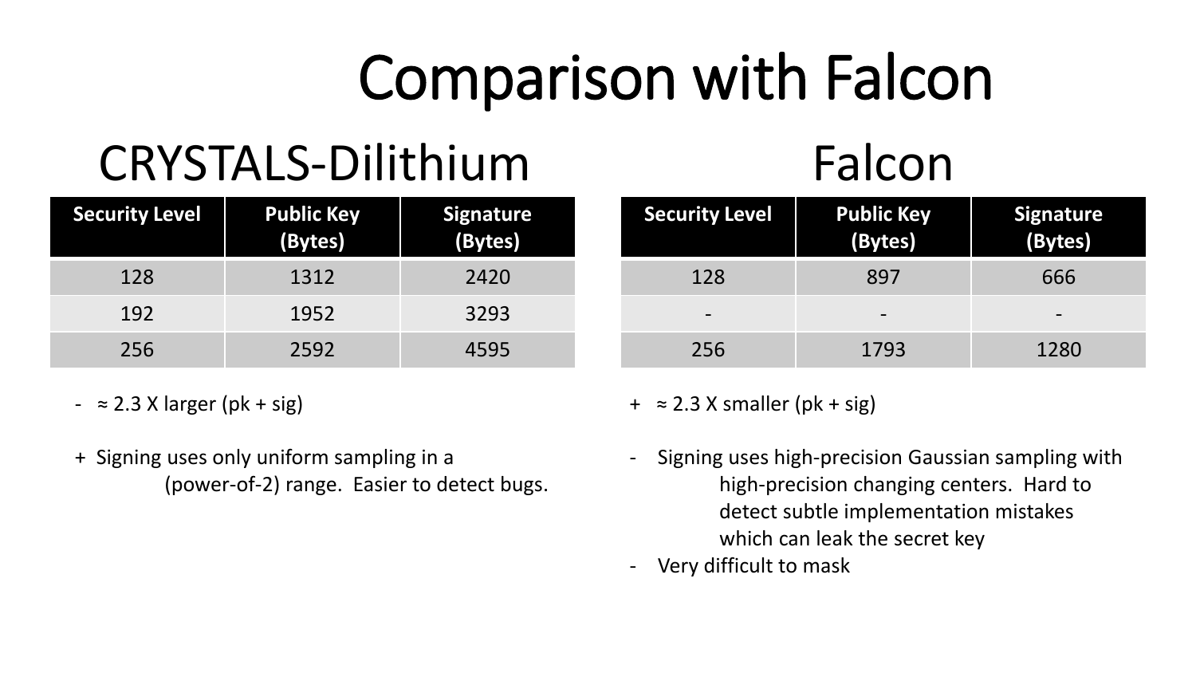# Comparison with Falcon

## CRYSTALS-Dilithium

| Security Level | Public Key (Bytes) | Signature (Bytes) |
|---|---|---|
| 128 | 1312 | 2420 |
| 192 | 1952 | 3293 |
| 256 | 2592 | 4595 |

- ≈ 2.3 X larger (pk + sig)

+ Signing uses only uniform sampling in a (power-of-2) range. Easier to detect bugs.

## Falcon

| Security Level | Public Key (Bytes) | Signature (Bytes) |
|---|---|---|
| 128 | 897 | 666 |
| - | - | - |
| 256 | 1793 | 1280 |

+ ≈ 2.3 X smaller (pk + sig)

- Signing uses high-precision Gaussian sampling with high-precision changing centers. Hard to detect subtle implementation mistakes which can leak the secret key
- Very difficult to mask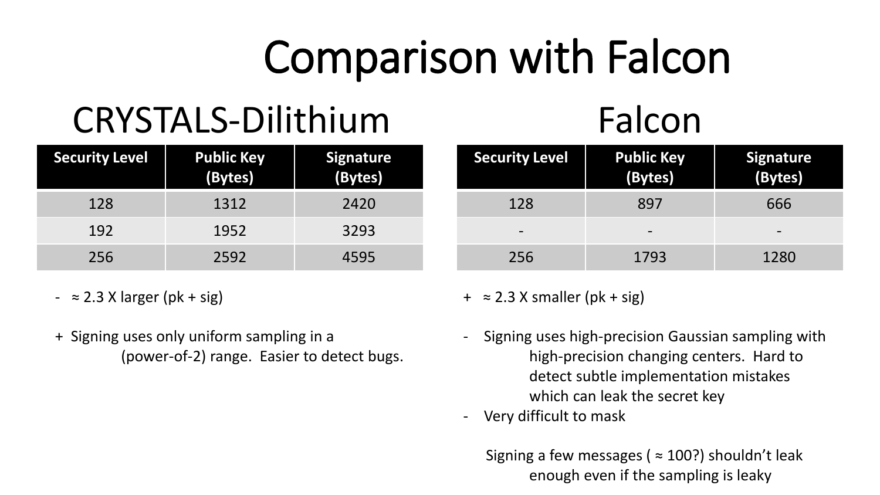# Comparison with Falcon

## CRYSTALS-Dilithium

| Security Level | Public Key (Bytes) | Signature (Bytes) |
|---|---|---|
| 128 | 1312 | 2420 |
| 192 | 1952 | 3293 |
| 256 | 2592 | 4595 |

- ≈ 2.3 X larger (pk + sig)

+ Signing uses only uniform sampling in a (power-of-2) range. Easier to detect bugs.

## Falcon

| Security Level | Public Key (Bytes) | Signature (Bytes) |
|---|---|---|
| 128 | 897 | 666 |
| - | - | - |
| 256 | 1793 | 1280 |

+ ≈ 2.3 X smaller (pk + sig)

- Signing uses high-precision Gaussian sampling with high-precision changing centers. Hard to detect subtle implementation mistakes which can leak the secret key
- Very difficult to mask

Signing a few messages ( ≈ 100?) shouldn't leak enough even if the sampling is leaky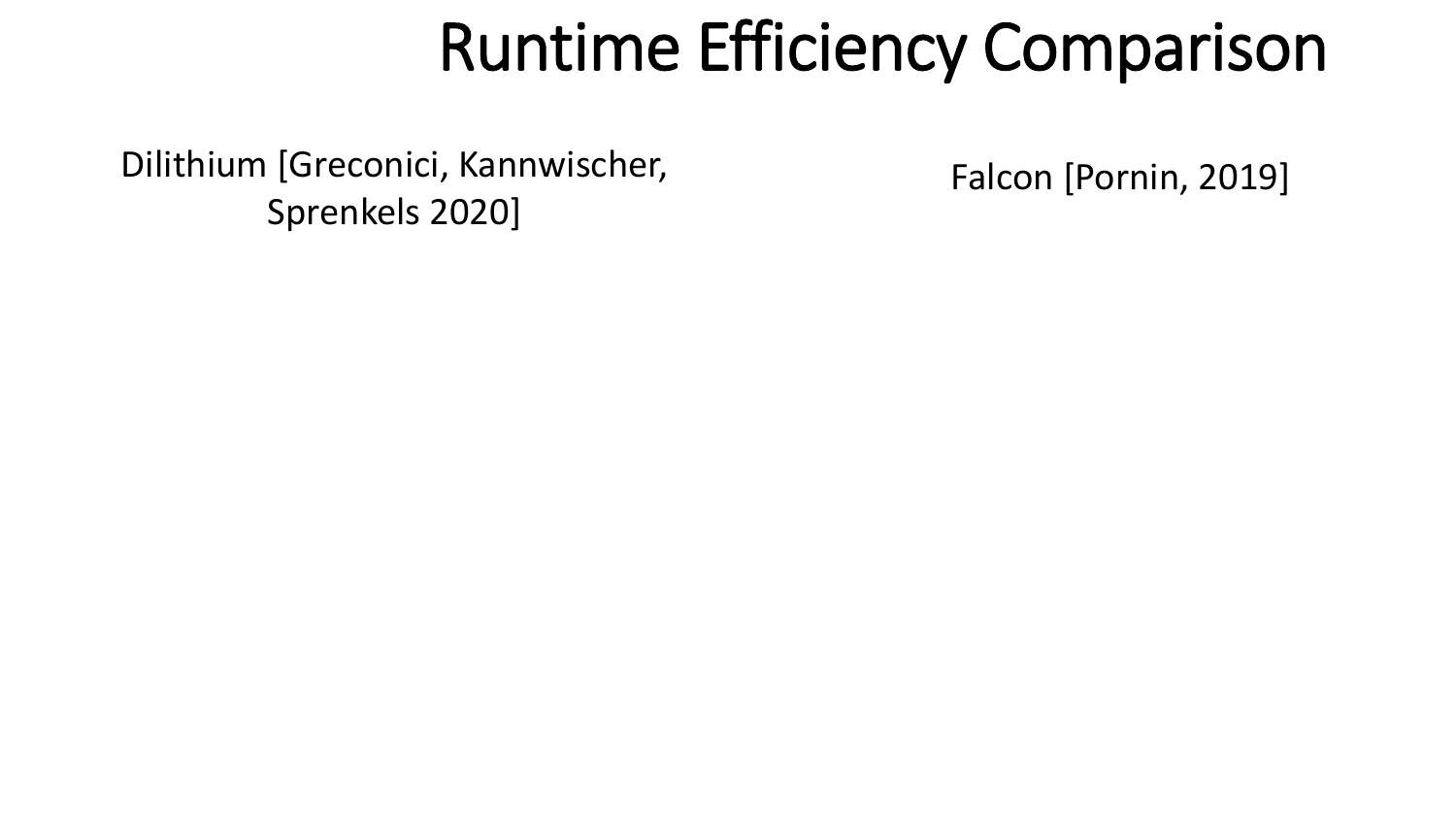# Runtime Efficiency Comparison

Dilithium [Greconici, Kannwischer, Sprenkels 2020]

Falcon [Pornin, 2019]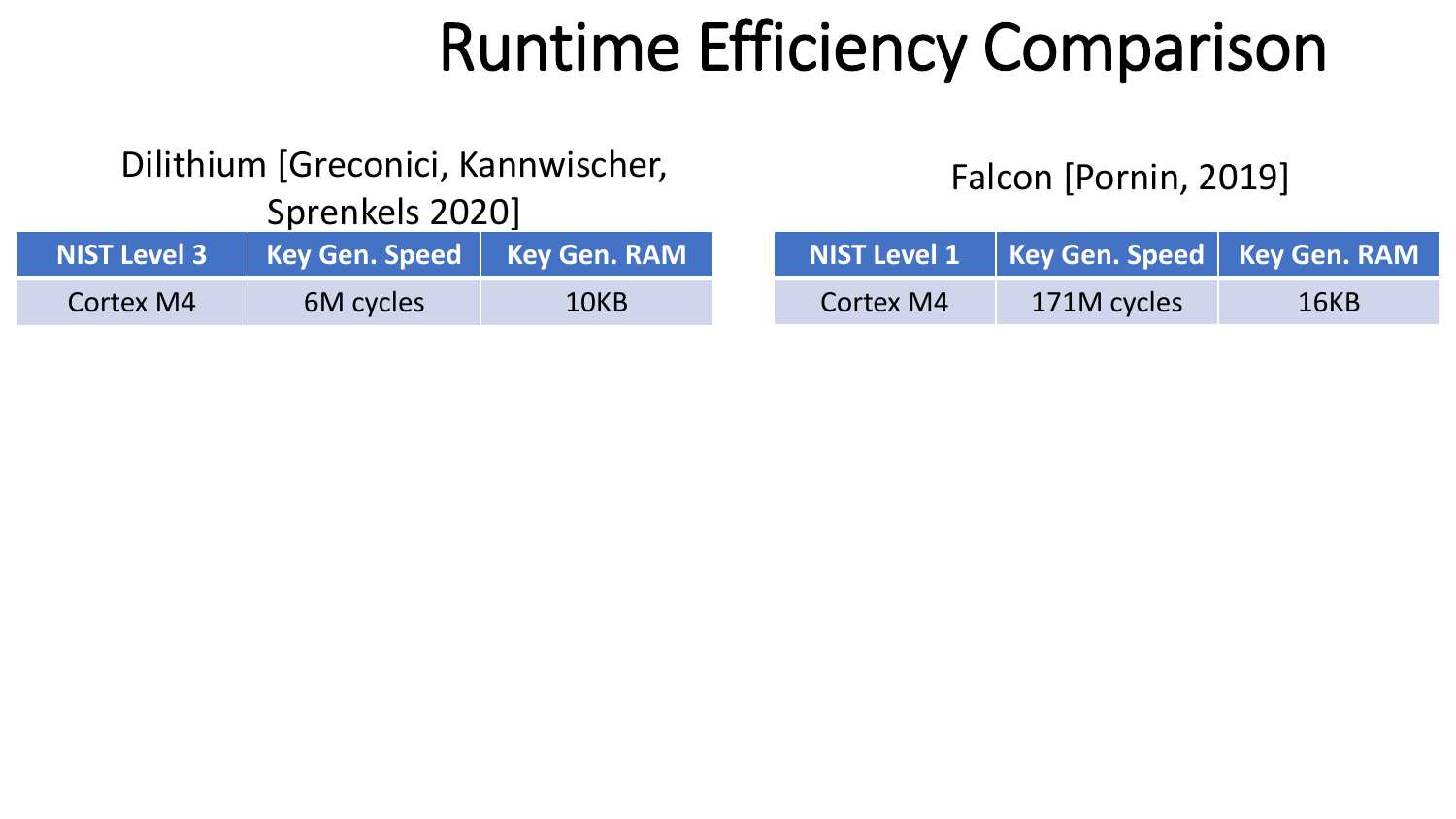# Runtime Efficiency Comparison

Dilithium [Greconici, Kannwischer, Sprenkels 2020]

| NIST Level 3 | Key Gen. Speed | Key Gen. RAM |
|---|---|---|
| Cortex M4 | 6M cycles | 10KB |

Falcon [Pornin, 2019]

| NIST Level 1 | Key Gen. Speed | Key Gen. RAM |
|---|---|---|
| Cortex M4 | 171M cycles | 16KB |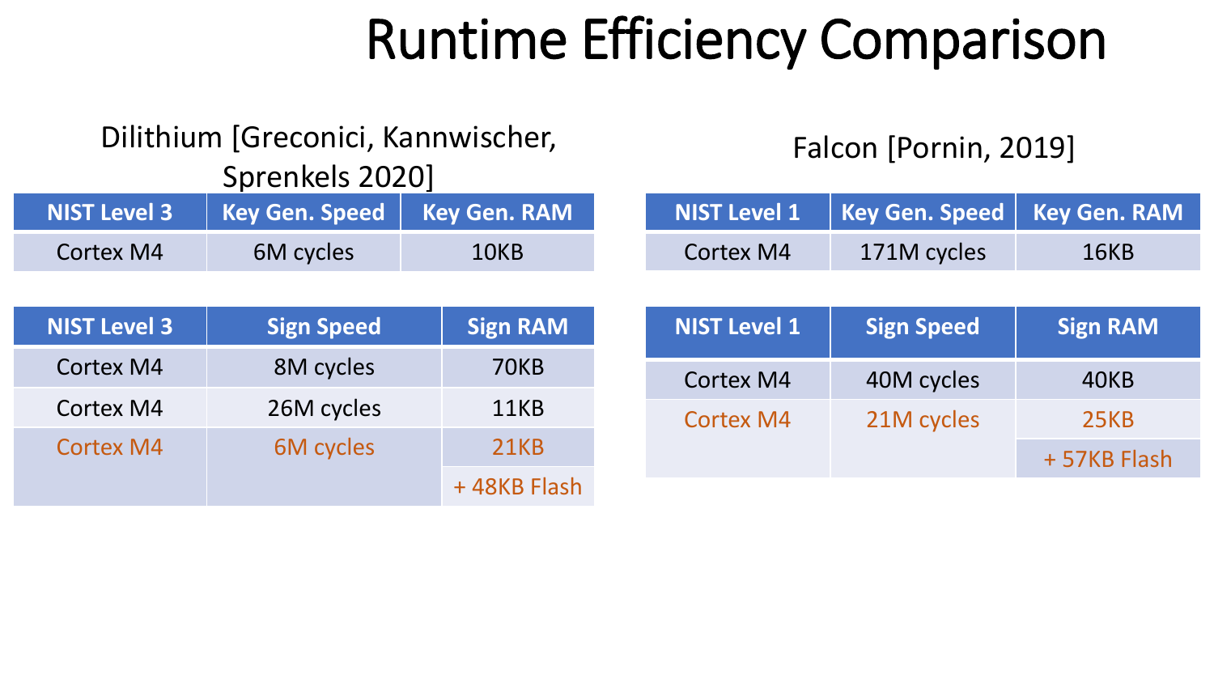# Runtime Efficiency Comparison

## Dilithium [Greconici, Kannwischer, Sprenkels 2020]

| NIST Level 3 | Key Gen. Speed | Key Gen. RAM |
|---|---|---|
| Cortex M4 | 6M cycles | 10KB |

| NIST Level 3 | Sign Speed | Sign RAM |
|---|---|---|
| Cortex M4 | 8M cycles | 70KB |
| Cortex M4 | 26M cycles | 11KB |
| Cortex M4 | 6M cycles | 21KB + 48KB Flash |

## Falcon [Pornin, 2019]

| NIST Level 1 | Key Gen. Speed | Key Gen. RAM |
|---|---|---|
| Cortex M4 | 171M cycles | 16KB |

| NIST Level 1 | Sign Speed | Sign RAM |
|---|---|---|
| Cortex M4 | 40M cycles | 40KB |
| Cortex M4 | 21M cycles | 25KB + 57KB Flash |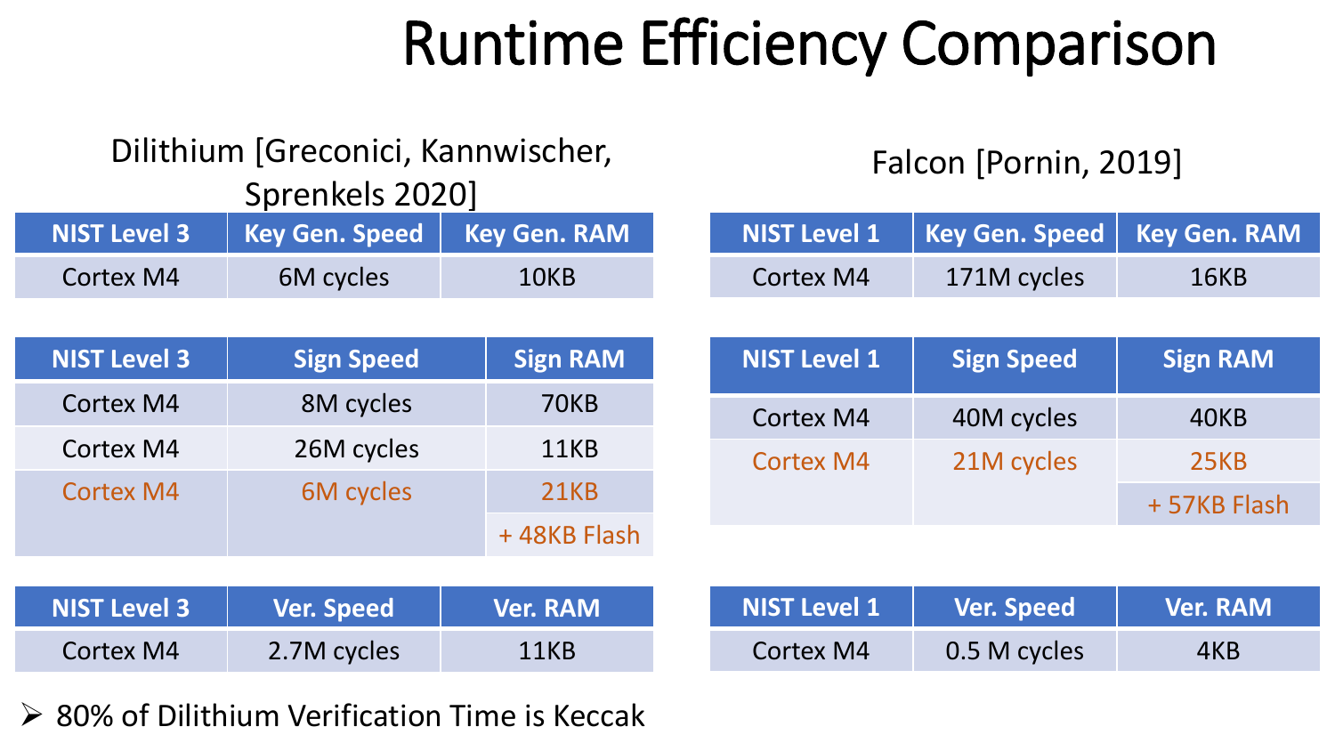# Runtime Efficiency Comparison

## Dilithium [Greconici, Kannwischer, Sprenkels 2020]

| NIST Level 3 | Key Gen. Speed | Key Gen. RAM |
|---|---|---|
| Cortex M4 | 6M cycles | 10KB |

| NIST Level 3 | Sign Speed | Sign RAM |
|---|---|---|
| Cortex M4 | 8M cycles | 70KB |
| Cortex M4 | 26M cycles | 11KB |
| Cortex M4 | 6M cycles | 21KB + 48KB Flash |

| NIST Level 3 | Ver. Speed | Ver. RAM |
|---|---|---|
| Cortex M4 | 2.7M cycles | 11KB |

- 80% of Dilithium Verification Time is Keccak

## Falcon [Pornin, 2019]

| NIST Level 1 | Key Gen. Speed | Key Gen. RAM |
|---|---|---|
| Cortex M4 | 171M cycles | 16KB |

| NIST Level 1 | Sign Speed | Sign RAM |
|---|---|---|
| Cortex M4 | 40M cycles | 40KB |
| Cortex M4 | 21M cycles | 25KB + 57KB Flash |

| NIST Level 1 | Ver. Speed | Ver. RAM |
|---|---|---|
| Cortex M4 | 0.5 M cycles | 4KB |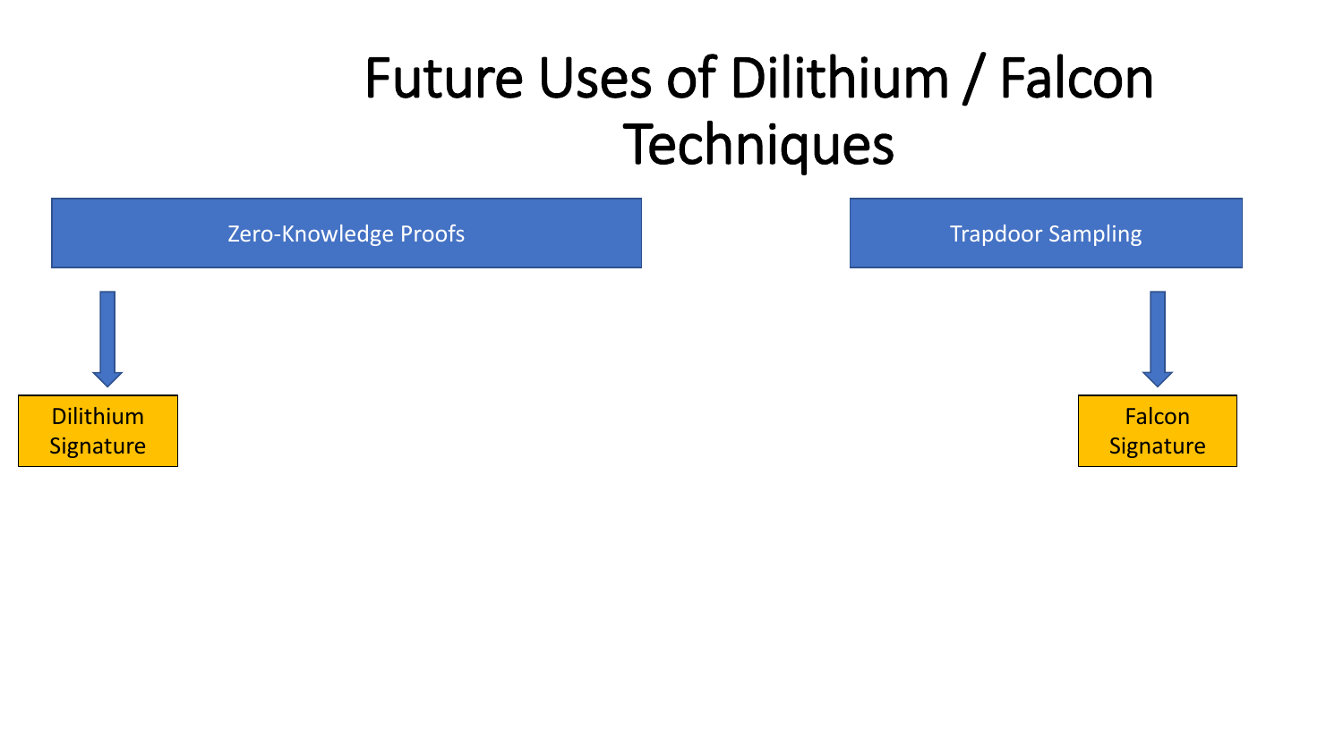# Future Uses of Dilithium / Falcon Techniques

Zero-Knowledge Proofs

Dilithium Signature

Trapdoor Sampling

Falcon Signature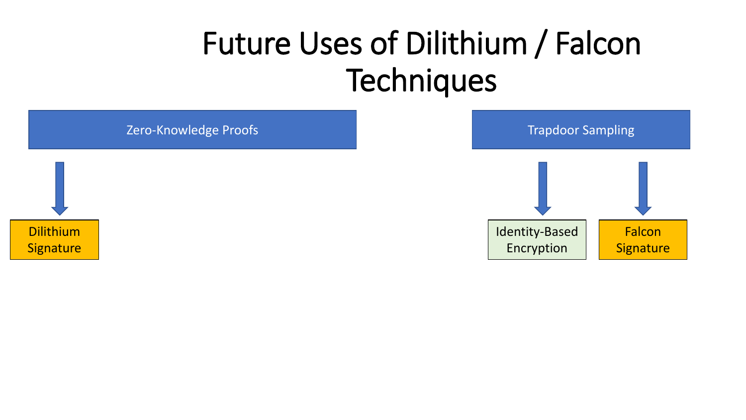# Future Uses of Dilithium / Falcon Techniques

- **Zero-Knowledge Proofs**
  - Dilithium Signature
- **Trapdoor Sampling**
  - Identity-Based Encryption
  - Falcon Signature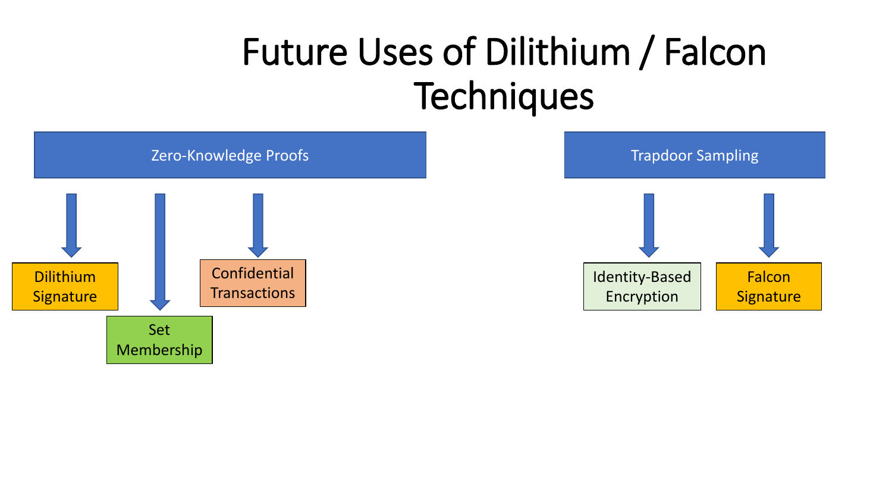# Future Uses of Dilithium / Falcon Techniques

**Zero-Knowledge Proofs**

- Dilithium Signature
- Set Membership
- Confidential Transactions

**Trapdoor Sampling**

- Identity-Based Encryption
- Falcon Signature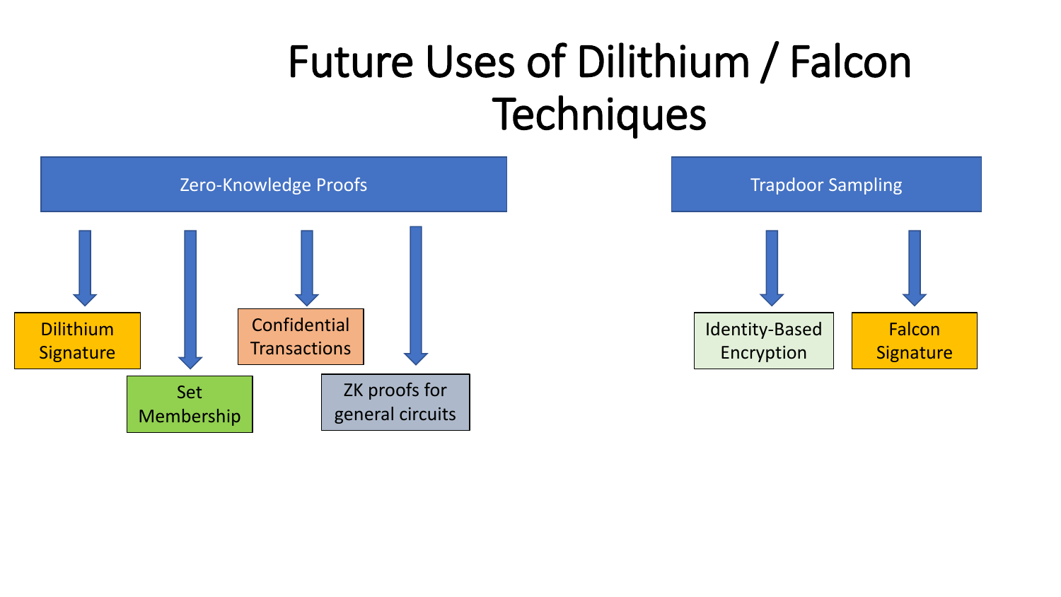# Future Uses of Dilithium / Falcon Techniques

- **Zero-Knowledge Proofs**
  - Dilithium Signature
  - Set Membership
  - Confidential Transactions
  - ZK proofs for general circuits
- **Trapdoor Sampling**
  - Identity-Based Encryption
  - Falcon Signature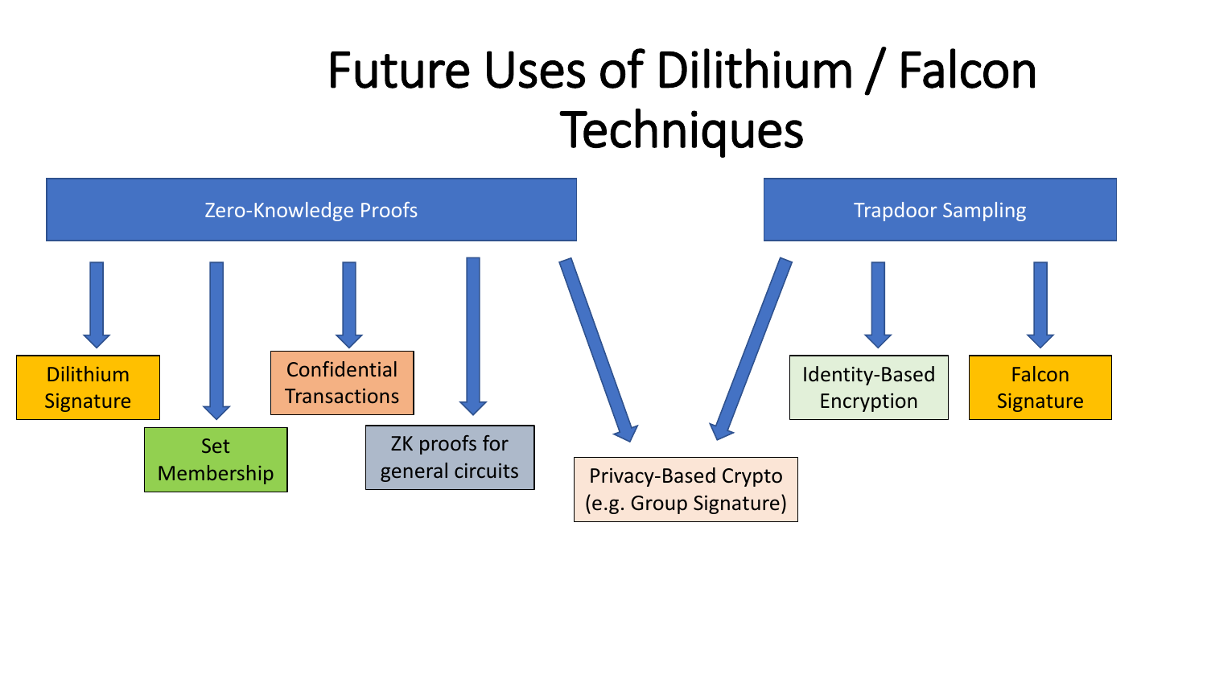# Future Uses of Dilithium / Falcon Techniques

**Zero-Knowledge Proofs**

- Dilithium Signature
- Set Membership
- Confidential Transactions
- ZK proofs for general circuits
- Privacy-Based Crypto (e.g. Group Signature)

**Trapdoor Sampling**

- Privacy-Based Crypto (e.g. Group Signature)
- Identity-Based Encryption
- Falcon Signature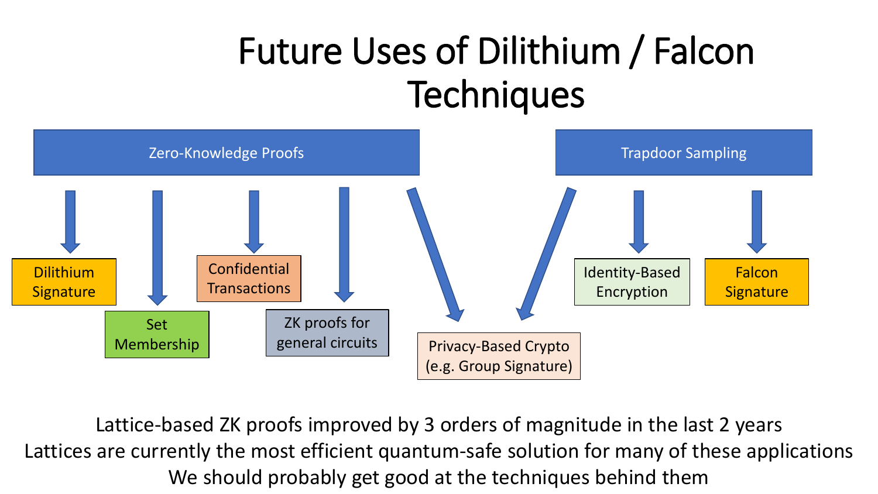# Future Uses of Dilithium / Falcon Techniques

**Zero-Knowledge Proofs**

- Dilithium Signature
- Set Membership
- Confidential Transactions
- ZK proofs for general circuits
- Privacy-Based Crypto (e.g. Group Signature)

**Trapdoor Sampling**

- Privacy-Based Crypto (e.g. Group Signature)
- Identity-Based Encryption
- Falcon Signature

Lattice-based ZK proofs improved by 3 orders of magnitude in the last 2 years

Lattices are currently the most efficient quantum-safe solution for many of these applications

We should probably get good at the techniques behind them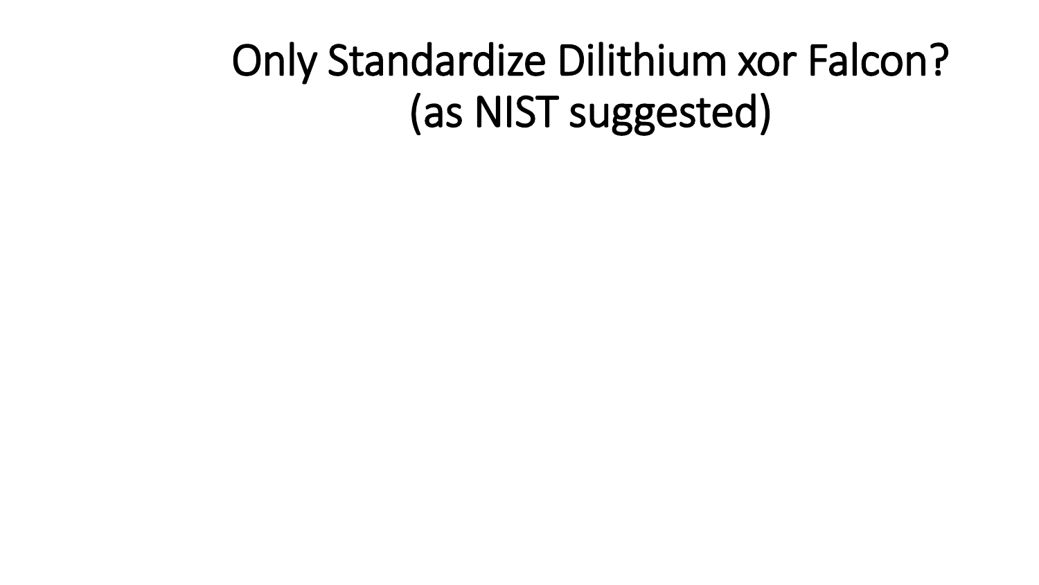# Only Standardize Dilithium xor Falcon?
# (as NIST suggested)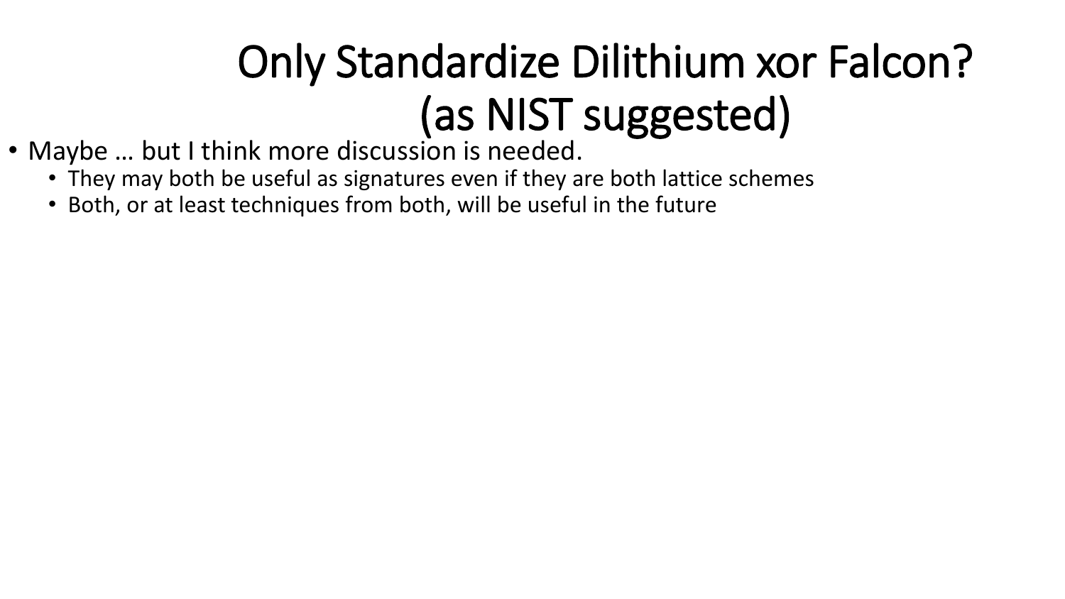# Only Standardize Dilithium xor Falcon? (as NIST suggested)

- Maybe … but I think more discussion is needed.
  - They may both be useful as signatures even if they are both lattice schemes
  - Both, or at least techniques from both, will be useful in the future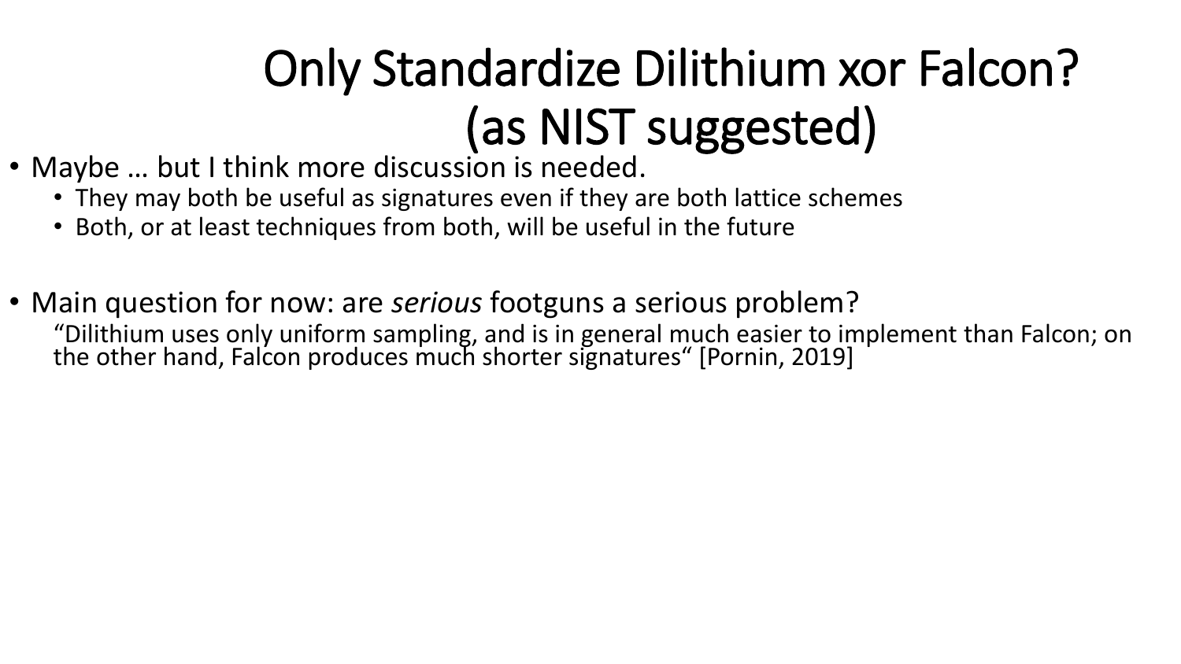# Only Standardize Dilithium xor Falcon? (as NIST suggested)

- Maybe … but I think more discussion is needed.
  - They may both be useful as signatures even if they are both lattice schemes
  - Both, or at least techniques from both, will be useful in the future

- Main question for now: are *serious* footguns a serious problem?

  “Dilithium uses only uniform sampling, and is in general much easier to implement than Falcon; on the other hand, Falcon produces much shorter signatures“ [Pornin, 2019]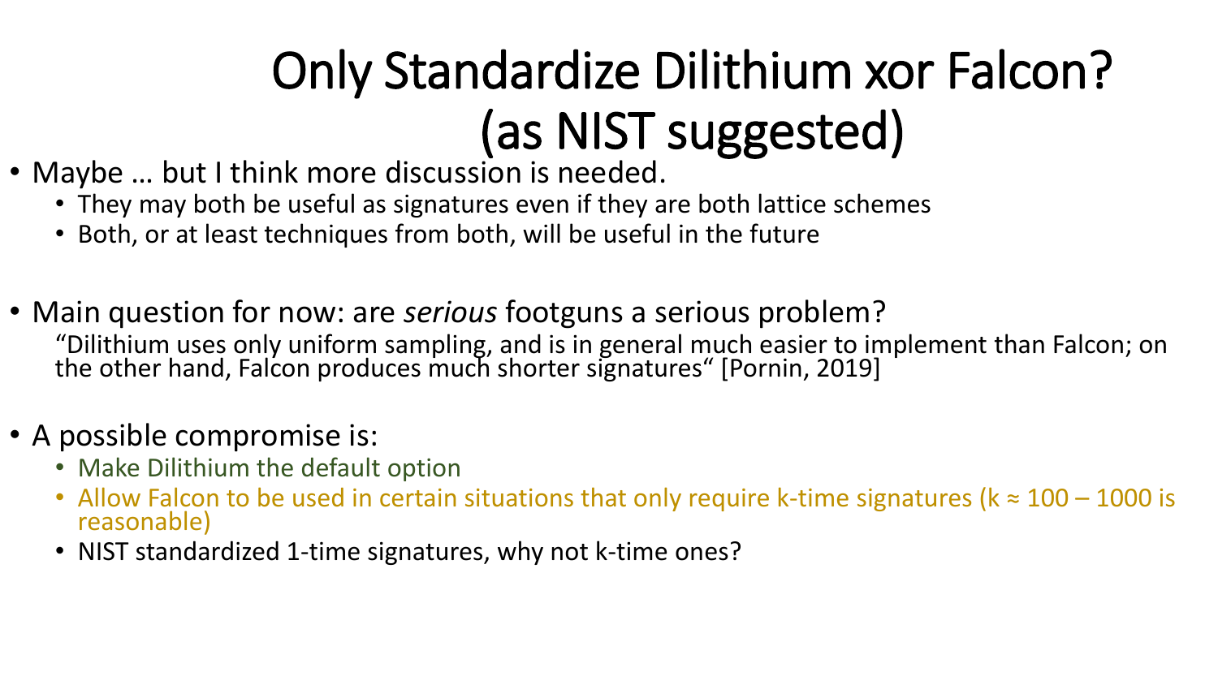# Only Standardize Dilithium xor Falcon? (as NIST suggested)

- Maybe … but I think more discussion is needed.
  - They may both be useful as signatures even if they are both lattice schemes
  - Both, or at least techniques from both, will be useful in the future

- Main question for now: are *serious* footguns a serious problem?

  "Dilithium uses only uniform sampling, and is in general much easier to implement than Falcon; on the other hand, Falcon produces much shorter signatures" [Pornin, 2019]

- A possible compromise is:
  - Make Dilithium the default option
  - Allow Falcon to be used in certain situations that only require k-time signatures (k ≈ 100 – 1000 is reasonable)
  - NIST standardized 1-time signatures, why not k-time ones?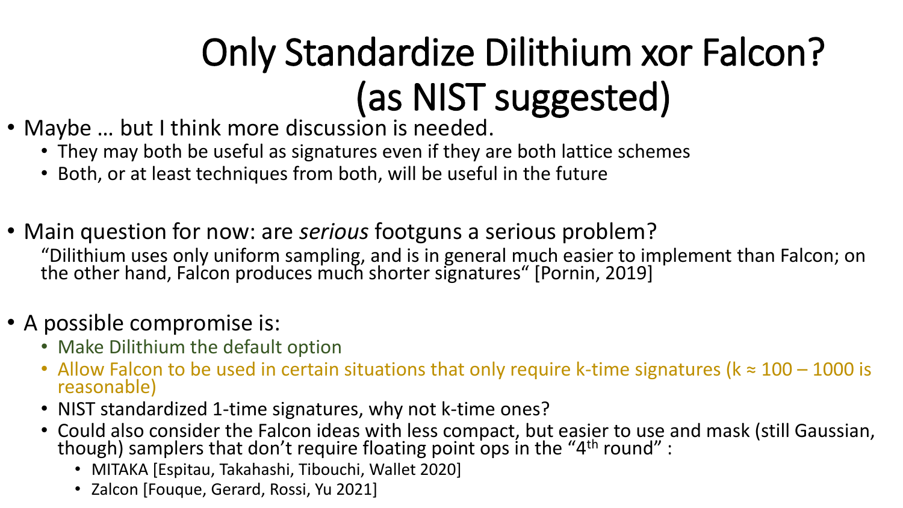# Only Standardize Dilithium xor Falcon? (as NIST suggested)

- Maybe … but I think more discussion is needed.
  - They may both be useful as signatures even if they are both lattice schemes
  - Both, or at least techniques from both, will be useful in the future

- Main question for now: are *serious* footguns a serious problem?

  "Dilithium uses only uniform sampling, and is in general much easier to implement than Falcon; on the other hand, Falcon produces much shorter signatures" [Pornin, 2019]

- A possible compromise is:
  - Make Dilithium the default option
  - Allow Falcon to be used in certain situations that only require k-time signatures (k ≈ 100 – 1000 is reasonable)
  - NIST standardized 1-time signatures, why not k-time ones?
  - Could also consider the Falcon ideas with less compact, but easier to use and mask (still Gaussian, though) samplers that don't require floating point ops in the "4th round" :
    - MITAKA [Espitau, Takahashi, Tibouchi, Wallet 2020]
    - Zalcon [Fouque, Gerard, Rossi, Yu 2021]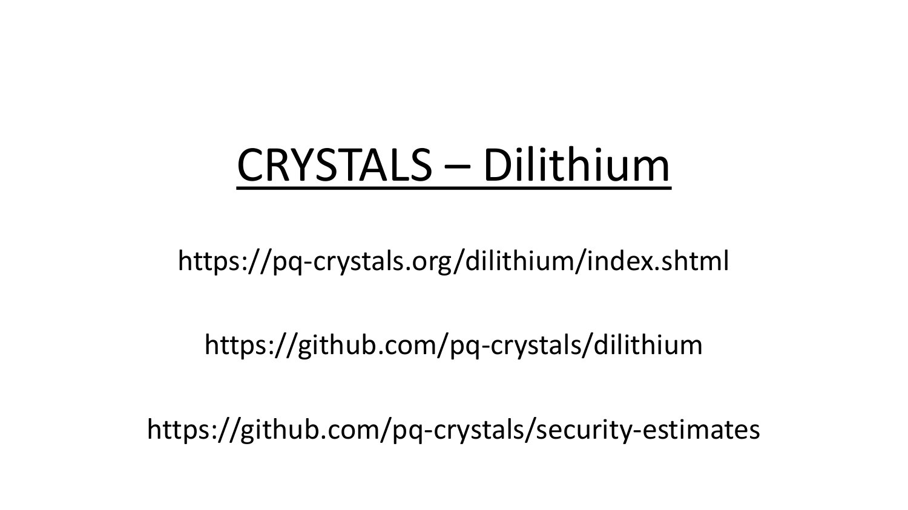# CRYSTALS – Dilithium

https://pq-crystals.org/dilithium/index.shtml

https://github.com/pq-crystals/dilithium

https://github.com/pq-crystals/security-estimates